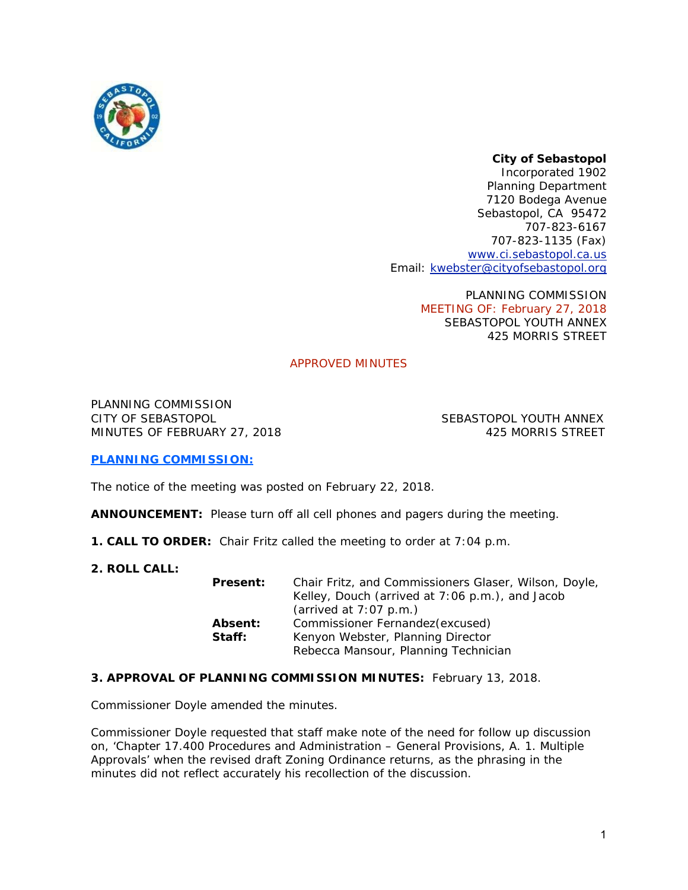**City of Sebastopol**
Incorporated 1902
Planning Department
7120 Bodega Avenue
Sebastopol, CA 95472
707-823-6167
707-823-1135 (Fax)
www.ci.sebastopol.ca.us
Email: kwebster@cityofsebastopol.org

PLANNING COMMISSION
MEETING OF: February 27, 2018
SEBASTOPOL YOUTH ANNEX
425 MORRIS STREET

APPROVED MINUTES

PLANNING COMMISSION
CITY OF SEBASTOPOL
MINUTES OF FEBRUARY 27, 2018

SEBASTOPOL YOUTH ANNEX
425 MORRIS STREET

**PLANNING COMMISSION:**

The notice of the meeting was posted on February 22, 2018.

**ANNOUNCEMENT:** Please turn off all cell phones and pagers during the meeting.

**1. CALL TO ORDER:** Chair Fritz called the meeting to order at 7:04 p.m.

**2. ROLL CALL:**

**Present:** Chair Fritz, and Commissioners Glaser, Wilson, Doyle, Kelley, Douch (arrived at 7:06 p.m.), and Jacob (arrived at 7:07 p.m.)
**Absent:** Commissioner Fernandez(excused)
**Staff:** Kenyon Webster, Planning Director
Rebecca Mansour, Planning Technician

**3. APPROVAL OF PLANNING COMMISSION MINUTES:** February 13, 2018.

Commissioner Doyle amended the minutes.

Commissioner Doyle requested that staff make note of the need for follow up discussion on, 'Chapter 17.400 Procedures and Administration – General Provisions, A. 1. Multiple Approvals' when the revised draft Zoning Ordinance returns, as the phrasing in the minutes did not reflect accurately his recollection of the discussion.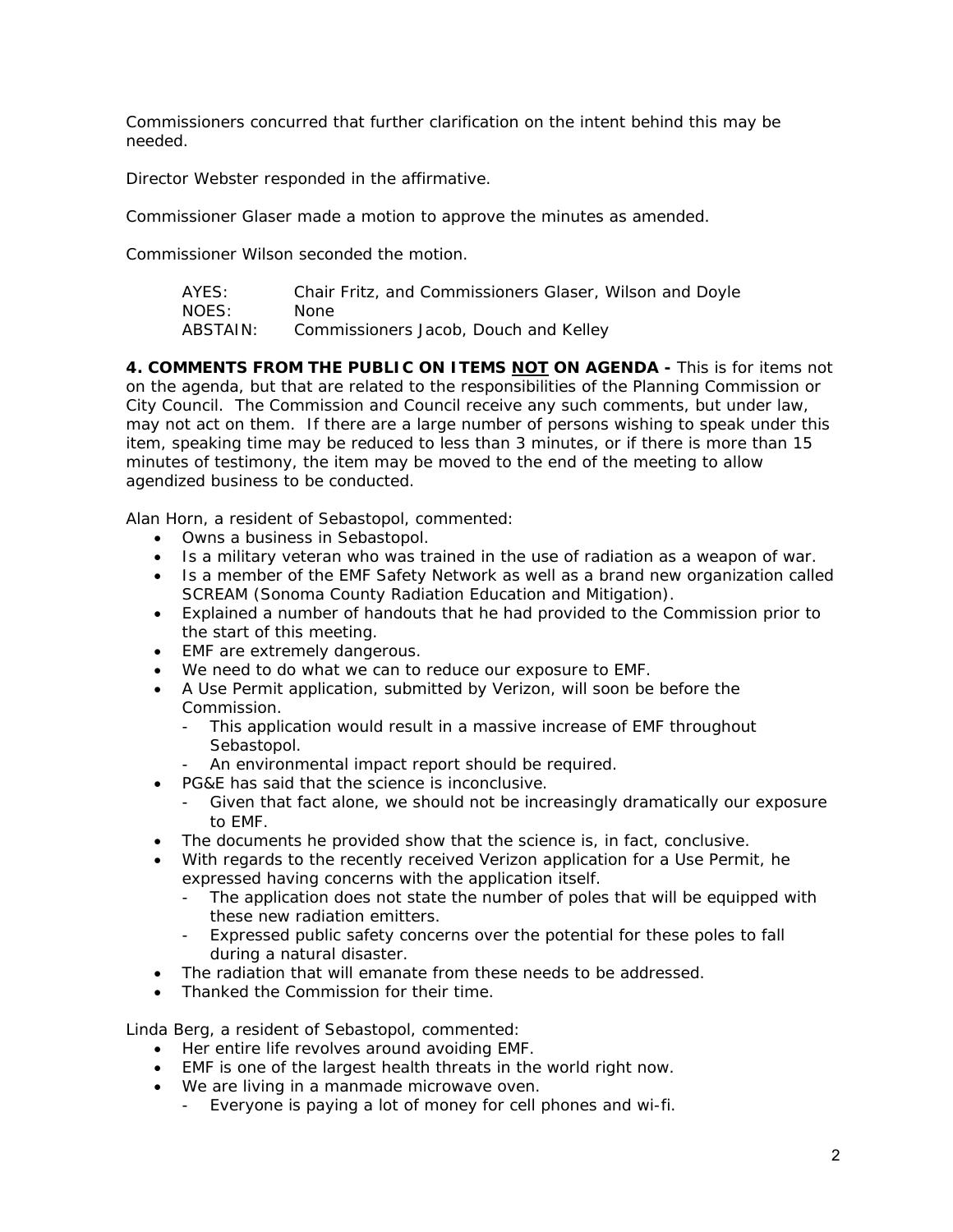Commissioners concurred that further clarification on the intent behind this may be needed.

Director Webster responded in the affirmative.

Commissioner Glaser made a motion to approve the minutes as amended.

Commissioner Wilson seconded the motion.

| | |
|---|---|
| AYES: | Chair Fritz, and Commissioners Glaser, Wilson and Doyle |
| NOES: | None |
| ABSTAIN: | Commissioners Jacob, Douch and Kelley |

**4. COMMENTS FROM THE PUBLIC ON ITEMS NOT ON AGENDA -** This is for items not on the agenda, but that are related to the responsibilities of the Planning Commission or City Council. The Commission and Council receive any such comments, but under law, may not act on them. If there are a large number of persons wishing to speak under this item, speaking time may be reduced to less than 3 minutes, or if there is more than 15 minutes of testimony, the item may be moved to the end of the meeting to allow agendized business to be conducted.

Alan Horn, a resident of Sebastopol, commented:

- Owns a business in Sebastopol.
- Is a military veteran who was trained in the use of radiation as a weapon of war.
- Is a member of the EMF Safety Network as well as a brand new organization called SCREAM (Sonoma County Radiation Education and Mitigation).
- Explained a number of handouts that he had provided to the Commission prior to the start of this meeting.
- EMF are extremely dangerous.
- We need to do what we can to reduce our exposure to EMF.
- A Use Permit application, submitted by Verizon, will soon be before the Commission.
  - This application would result in a massive increase of EMF throughout Sebastopol.
  - An environmental impact report should be required.
- PG&E has said that the science is inconclusive.
  - Given that fact alone, we should not be increasingly dramatically our exposure to EMF.
- The documents he provided show that the science is, in fact, conclusive.
- With regards to the recently received Verizon application for a Use Permit, he expressed having concerns with the application itself.
  - The application does not state the number of poles that will be equipped with these new radiation emitters.
  - Expressed public safety concerns over the potential for these poles to fall during a natural disaster.
- The radiation that will emanate from these needs to be addressed.
- Thanked the Commission for their time.

Linda Berg, a resident of Sebastopol, commented:

- Her entire life revolves around avoiding EMF.
- EMF is one of the largest health threats in the world right now.
- We are living in a manmade microwave oven.
  - Everyone is paying a lot of money for cell phones and wi-fi.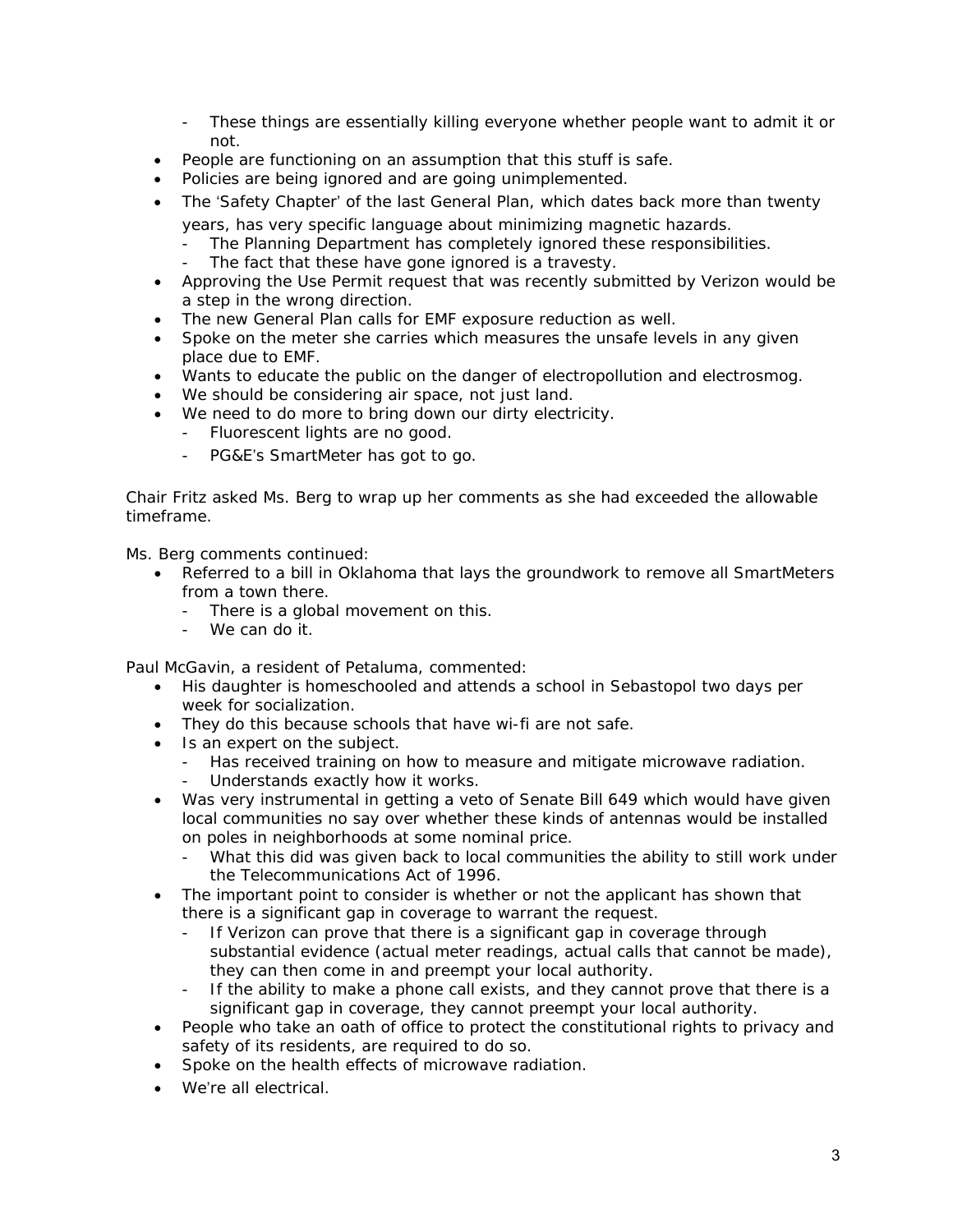- These things are essentially killing everyone whether people want to admit it or not.
- People are functioning on an assumption that this stuff is safe.
- Policies are being ignored and are going unimplemented.
- The 'Safety Chapter' of the last General Plan, which dates back more than twenty years, has very specific language about minimizing magnetic hazards.
  - The Planning Department has completely ignored these responsibilities.
  - The fact that these have gone ignored is a travesty.
- Approving the Use Permit request that was recently submitted by Verizon would be a step in the wrong direction.
- The new General Plan calls for EMF exposure reduction as well.
- Spoke on the meter she carries which measures the unsafe levels in any given place due to EMF.
- Wants to educate the public on the danger of electropollution and electrosmog.
- We should be considering air space, not just land.
- We need to do more to bring down our dirty electricity.
  - Fluorescent lights are no good.
  - PG&E's SmartMeter has got to go.

Chair Fritz asked Ms. Berg to wrap up her comments as she had exceeded the allowable timeframe.

Ms. Berg comments continued:

- Referred to a bill in Oklahoma that lays the groundwork to remove all SmartMeters from a town there.
  - There is a global movement on this.
  - We can do it.

Paul McGavin, a resident of Petaluma, commented:

- His daughter is homeschooled and attends a school in Sebastopol two days per week for socialization.
- They do this because schools that have wi-fi are not safe.
- Is an expert on the subject.
  - Has received training on how to measure and mitigate microwave radiation.
  - Understands exactly how it works.
- Was very instrumental in getting a veto of Senate Bill 649 which would have given local communities no say over whether these kinds of antennas would be installed on poles in neighborhoods at some nominal price.
  - What this did was given back to local communities the ability to still work under the Telecommunications Act of 1996.
- The important point to consider is whether or not the applicant has shown that there is a significant gap in coverage to warrant the request.
  - If Verizon can prove that there is a significant gap in coverage through substantial evidence (actual meter readings, actual calls that cannot be made), they can then come in and preempt your local authority.
  - If the ability to make a phone call exists, and they cannot prove that there is a significant gap in coverage, they cannot preempt your local authority.
- People who take an oath of office to protect the constitutional rights to privacy and safety of its residents, are required to do so.
- Spoke on the health effects of microwave radiation.
- We're all electrical.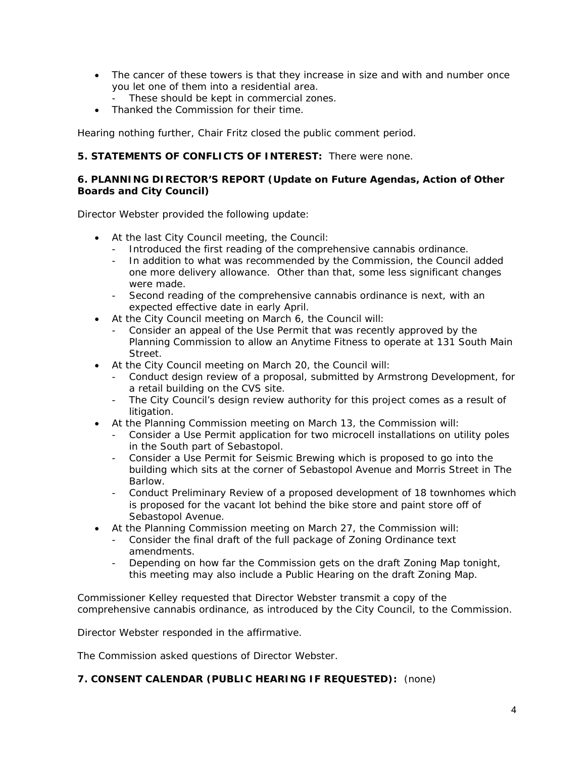- The cancer of these towers is that they increase in size and with and number once you let one of them into a residential area.
  - These should be kept in commercial zones.
- Thanked the Commission for their time.

Hearing nothing further, Chair Fritz closed the public comment period.

**5. STATEMENTS OF CONFLICTS OF INTEREST:** There were none.

**6. PLANNING DIRECTOR'S REPORT (Update on Future Agendas, Action of Other Boards and City Council)**

Director Webster provided the following update:

- At the last City Council meeting, the Council:
  - Introduced the first reading of the comprehensive cannabis ordinance.
  - In addition to what was recommended by the Commission, the Council added one more delivery allowance. Other than that, some less significant changes were made.
  - Second reading of the comprehensive cannabis ordinance is next, with an expected effective date in early April.
- At the City Council meeting on March 6, the Council will:
  - Consider an appeal of the Use Permit that was recently approved by the Planning Commission to allow an Anytime Fitness to operate at 131 South Main Street.
- At the City Council meeting on March 20, the Council will:
  - Conduct design review of a proposal, submitted by Armstrong Development, for a retail building on the CVS site.
  - The City Council's design review authority for this project comes as a result of litigation.
- At the Planning Commission meeting on March 13, the Commission will:
  - Consider a Use Permit application for two microcell installations on utility poles in the South part of Sebastopol.
  - Consider a Use Permit for Seismic Brewing which is proposed to go into the building which sits at the corner of Sebastopol Avenue and Morris Street in The Barlow.
  - Conduct Preliminary Review of a proposed development of 18 townhomes which is proposed for the vacant lot behind the bike store and paint store off of Sebastopol Avenue.
- At the Planning Commission meeting on March 27, the Commission will:
  - Consider the final draft of the full package of Zoning Ordinance text amendments.
  - Depending on how far the Commission gets on the draft Zoning Map tonight, this meeting may also include a Public Hearing on the draft Zoning Map.

Commissioner Kelley requested that Director Webster transmit a copy of the comprehensive cannabis ordinance, as introduced by the City Council, to the Commission.

Director Webster responded in the affirmative.

The Commission asked questions of Director Webster.

**7. CONSENT CALENDAR (PUBLIC HEARING IF REQUESTED):** (none)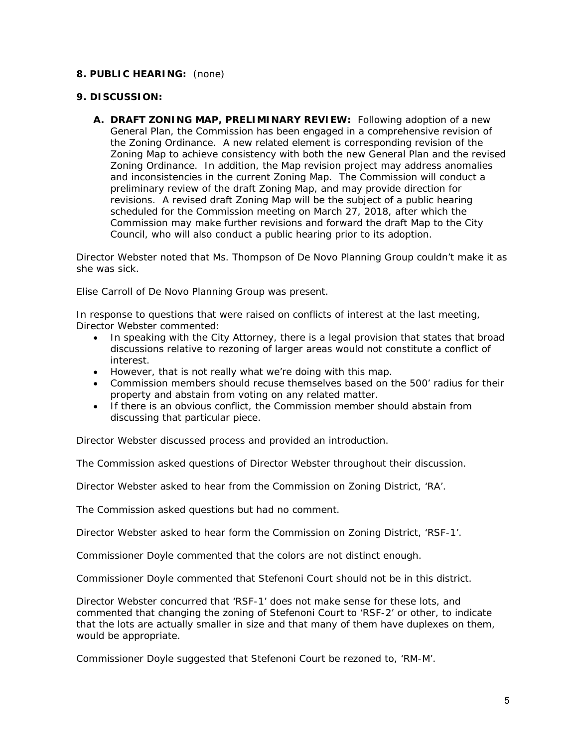**8. PUBLIC HEARING:** (none)

**9. DISCUSSION:**

**A. DRAFT ZONING MAP, PRELIMINARY REVIEW:** Following adoption of a new General Plan, the Commission has been engaged in a comprehensive revision of the Zoning Ordinance. A new related element is corresponding revision of the Zoning Map to achieve consistency with both the new General Plan and the revised Zoning Ordinance. In addition, the Map revision project may address anomalies and inconsistencies in the current Zoning Map. The Commission will conduct a preliminary review of the draft Zoning Map, and may provide direction for revisions. A revised draft Zoning Map will be the subject of a public hearing scheduled for the Commission meeting on March 27, 2018, after which the Commission may make further revisions and forward the draft Map to the City Council, who will also conduct a public hearing prior to its adoption.

Director Webster noted that Ms. Thompson of De Novo Planning Group couldn't make it as she was sick.

Elise Carroll of De Novo Planning Group was present.

In response to questions that were raised on conflicts of interest at the last meeting, Director Webster commented:

- In speaking with the City Attorney, there is a legal provision that states that broad discussions relative to rezoning of larger areas would not constitute a conflict of interest.
- However, that is not really what we're doing with this map.
- Commission members should recuse themselves based on the 500' radius for their property and abstain from voting on any related matter.
- If there is an obvious conflict, the Commission member should abstain from discussing that particular piece.

Director Webster discussed process and provided an introduction.

The Commission asked questions of Director Webster throughout their discussion.

Director Webster asked to hear from the Commission on Zoning District, 'RA'.

The Commission asked questions but had no comment.

Director Webster asked to hear form the Commission on Zoning District, 'RSF-1'.

Commissioner Doyle commented that the colors are not distinct enough.

Commissioner Doyle commented that Stefenoni Court should not be in this district.

Director Webster concurred that 'RSF-1' does not make sense for these lots, and commented that changing the zoning of Stefenoni Court to 'RSF-2' or other, to indicate that the lots are actually smaller in size and that many of them have duplexes on them, would be appropriate.

Commissioner Doyle suggested that Stefenoni Court be rezoned to, 'RM-M'.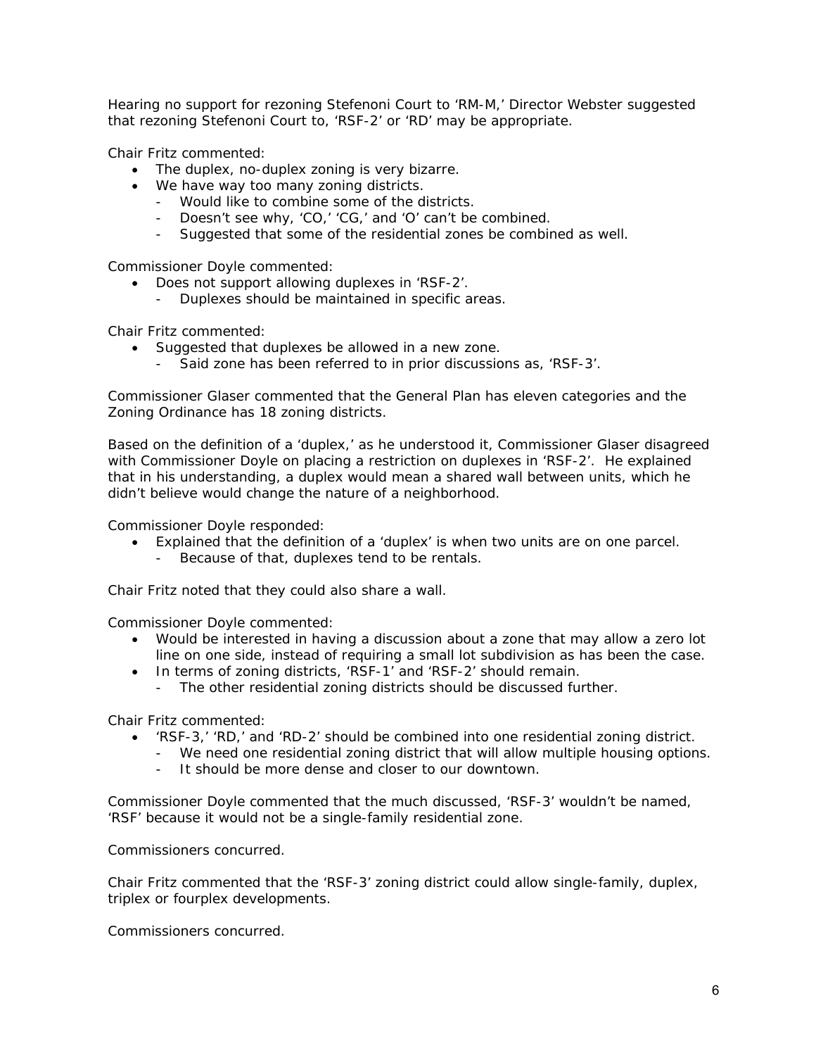Hearing no support for rezoning Stefenoni Court to 'RM-M,' Director Webster suggested that rezoning Stefenoni Court to, 'RSF-2' or 'RD' may be appropriate.

Chair Fritz commented:

- The duplex, no-duplex zoning is very bizarre.
- We have way too many zoning districts.
  - Would like to combine some of the districts.
  - Doesn't see why, 'CO,' 'CG,' and 'O' can't be combined.
  - Suggested that some of the residential zones be combined as well.

Commissioner Doyle commented:

- Does not support allowing duplexes in 'RSF-2'.
  - Duplexes should be maintained in specific areas.

Chair Fritz commented:

- Suggested that duplexes be allowed in a new zone.
  - Said zone has been referred to in prior discussions as, 'RSF-3'.

Commissioner Glaser commented that the General Plan has eleven categories and the Zoning Ordinance has 18 zoning districts.

Based on the definition of a 'duplex,' as he understood it, Commissioner Glaser disagreed with Commissioner Doyle on placing a restriction on duplexes in 'RSF-2'. He explained that in his understanding, a duplex would mean a shared wall between units, which he didn't believe would change the nature of a neighborhood.

Commissioner Doyle responded:

- Explained that the definition of a 'duplex' is when two units are on one parcel.
  - Because of that, duplexes tend to be rentals.

Chair Fritz noted that they could also share a wall.

Commissioner Doyle commented:

- Would be interested in having a discussion about a zone that may allow a zero lot line on one side, instead of requiring a small lot subdivision as has been the case.
- In terms of zoning districts, 'RSF-1' and 'RSF-2' should remain.
  - The other residential zoning districts should be discussed further.

Chair Fritz commented:

- 'RSF-3,' 'RD,' and 'RD-2' should be combined into one residential zoning district.
  - We need one residential zoning district that will allow multiple housing options.
  - It should be more dense and closer to our downtown.

Commissioner Doyle commented that the much discussed, 'RSF-3' wouldn't be named, 'RSF' because it would not be a single-family residential zone.

Commissioners concurred.

Chair Fritz commented that the 'RSF-3' zoning district could allow single-family, duplex, triplex or fourplex developments.

Commissioners concurred.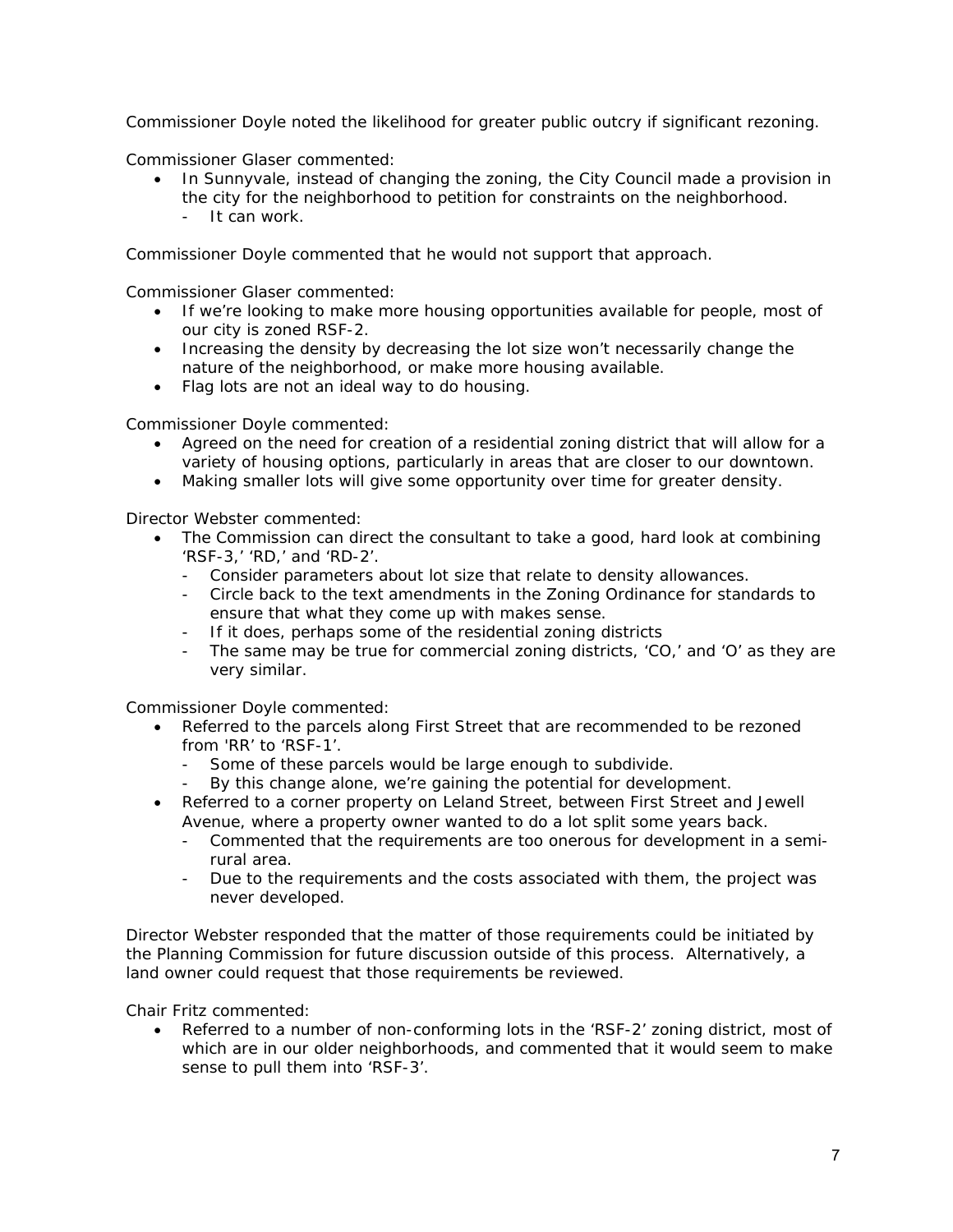Commissioner Doyle noted the likelihood for greater public outcry if significant rezoning.

Commissioner Glaser commented:

- In Sunnyvale, instead of changing the zoning, the City Council made a provision in the city for the neighborhood to petition for constraints on the neighborhood.
  - It can work.

Commissioner Doyle commented that he would not support that approach.

Commissioner Glaser commented:

- If we're looking to make more housing opportunities available for people, most of our city is zoned RSF-2.
- Increasing the density by decreasing the lot size won't necessarily change the nature of the neighborhood, or make more housing available.
- Flag lots are not an ideal way to do housing.

Commissioner Doyle commented:

- Agreed on the need for creation of a residential zoning district that will allow for a variety of housing options, particularly in areas that are closer to our downtown.
- Making smaller lots will give some opportunity over time for greater density.

Director Webster commented:

- The Commission can direct the consultant to take a good, hard look at combining 'RSF-3,' 'RD,' and 'RD-2'.
  - Consider parameters about lot size that relate to density allowances.
  - Circle back to the text amendments in the Zoning Ordinance for standards to ensure that what they come up with makes sense.
  - If it does, perhaps some of the residential zoning districts
  - The same may be true for commercial zoning districts, 'CO,' and 'O' as they are very similar.

Commissioner Doyle commented:

- Referred to the parcels along First Street that are recommended to be rezoned from 'RR' to 'RSF-1'.
  - Some of these parcels would be large enough to subdivide.
  - By this change alone, we're gaining the potential for development.
- Referred to a corner property on Leland Street, between First Street and Jewell Avenue, where a property owner wanted to do a lot split some years back.
  - Commented that the requirements are too onerous for development in a semi-rural area.
  - Due to the requirements and the costs associated with them, the project was never developed.

Director Webster responded that the matter of those requirements could be initiated by the Planning Commission for future discussion outside of this process. Alternatively, a land owner could request that those requirements be reviewed.

Chair Fritz commented:

- Referred to a number of non-conforming lots in the 'RSF-2' zoning district, most of which are in our older neighborhoods, and commented that it would seem to make sense to pull them into 'RSF-3'.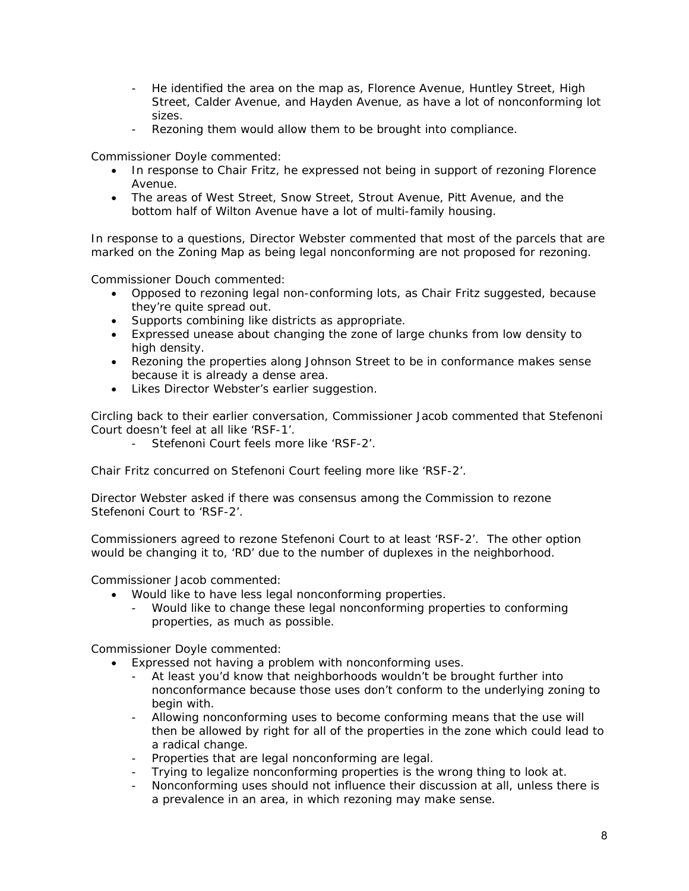- He identified the area on the map as, Florence Avenue, Huntley Street, High Street, Calder Avenue, and Hayden Avenue, as have a lot of nonconforming lot sizes.
- Rezoning them would allow them to be brought into compliance.

Commissioner Doyle commented:

- In response to Chair Fritz, he expressed not being in support of rezoning Florence Avenue.
- The areas of West Street, Snow Street, Strout Avenue, Pitt Avenue, and the bottom half of Wilton Avenue have a lot of multi-family housing.

In response to a questions, Director Webster commented that most of the parcels that are marked on the Zoning Map as being legal nonconforming are not proposed for rezoning.

Commissioner Douch commented:

- Opposed to rezoning legal non-conforming lots, as Chair Fritz suggested, because they're quite spread out.
- Supports combining like districts as appropriate.
- Expressed unease about changing the zone of large chunks from low density to high density.
- Rezoning the properties along Johnson Street to be in conformance makes sense because it is already a dense area.
- Likes Director Webster's earlier suggestion.

Circling back to their earlier conversation, Commissioner Jacob commented that Stefenoni Court doesn't feel at all like 'RSF-1'.

- Stefenoni Court feels more like 'RSF-2'.

Chair Fritz concurred on Stefenoni Court feeling more like 'RSF-2'.

Director Webster asked if there was consensus among the Commission to rezone Stefenoni Court to 'RSF-2'.

Commissioners agreed to rezone Stefenoni Court to at least 'RSF-2'. The other option would be changing it to, 'RD' due to the number of duplexes in the neighborhood.

Commissioner Jacob commented:

- Would like to have less legal nonconforming properties.
  - Would like to change these legal nonconforming properties to conforming properties, as much as possible.

Commissioner Doyle commented:

- Expressed not having a problem with nonconforming uses.
  - At least you'd know that neighborhoods wouldn't be brought further into nonconformance because those uses don't conform to the underlying zoning to begin with.
  - Allowing nonconforming uses to become conforming means that the use will then be allowed by right for all of the properties in the zone which could lead to a radical change.
  - Properties that are legal nonconforming are legal.
  - Trying to legalize nonconforming properties is the wrong thing to look at.
  - Nonconforming uses should not influence their discussion at all, unless there is a prevalence in an area, in which rezoning may make sense.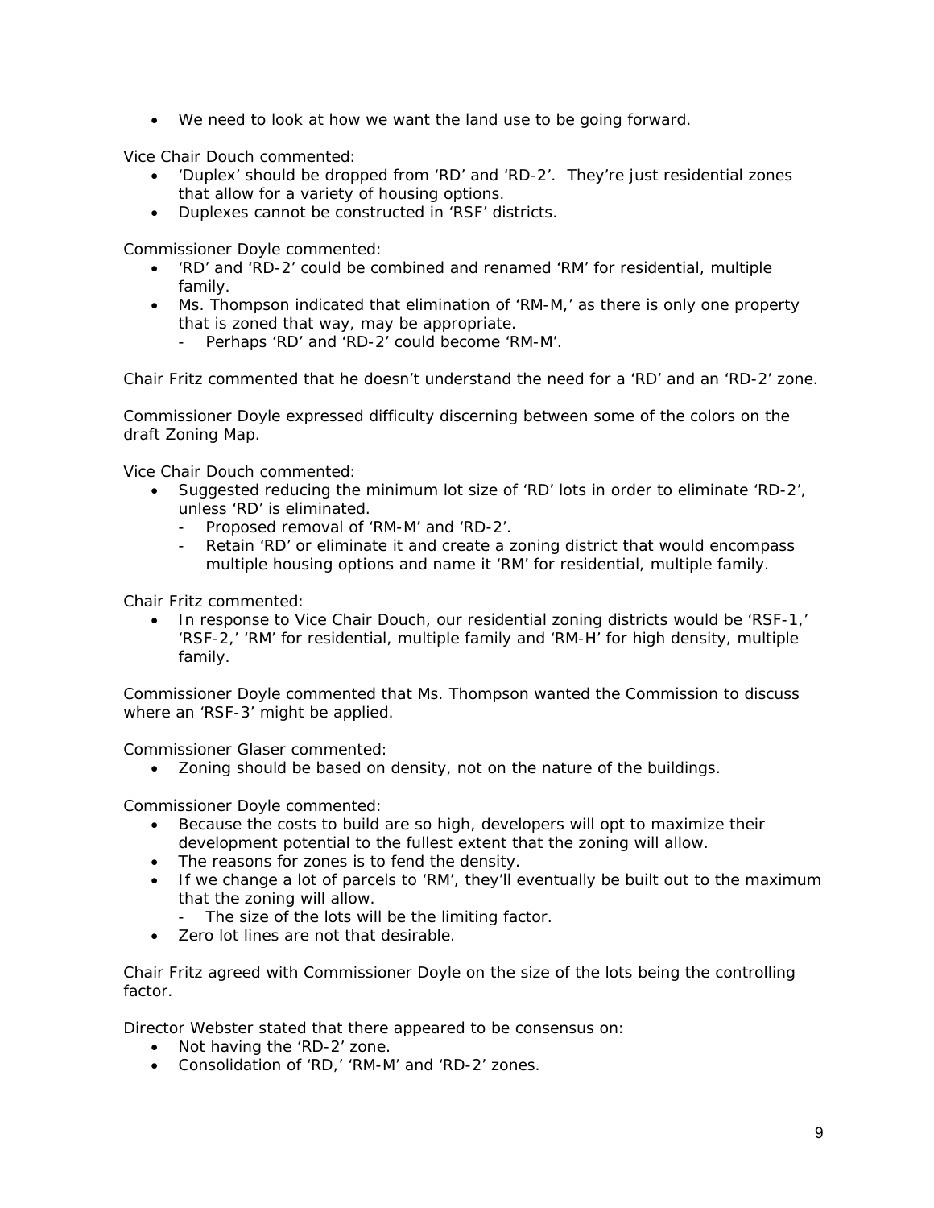- We need to look at how we want the land use to be going forward.

Vice Chair Douch commented:

- 'Duplex' should be dropped from 'RD' and 'RD-2'. They're just residential zones that allow for a variety of housing options.
- Duplexes cannot be constructed in 'RSF' districts.

Commissioner Doyle commented:

- 'RD' and 'RD-2' could be combined and renamed 'RM' for residential, multiple family.
- Ms. Thompson indicated that elimination of 'RM-M,' as there is only one property that is zoned that way, may be appropriate.
  - Perhaps 'RD' and 'RD-2' could become 'RM-M'.

Chair Fritz commented that he doesn't understand the need for a 'RD' and an 'RD-2' zone.

Commissioner Doyle expressed difficulty discerning between some of the colors on the draft Zoning Map.

Vice Chair Douch commented:

- Suggested reducing the minimum lot size of 'RD' lots in order to eliminate 'RD-2', unless 'RD' is eliminated.
  - Proposed removal of 'RM-M' and 'RD-2'.
  - Retain 'RD' or eliminate it and create a zoning district that would encompass multiple housing options and name it 'RM' for residential, multiple family.

Chair Fritz commented:

- In response to Vice Chair Douch, our residential zoning districts would be 'RSF-1,' 'RSF-2,' 'RM' for residential, multiple family and 'RM-H' for high density, multiple family.

Commissioner Doyle commented that Ms. Thompson wanted the Commission to discuss where an 'RSF-3' might be applied.

Commissioner Glaser commented:

- Zoning should be based on density, not on the nature of the buildings.

Commissioner Doyle commented:

- Because the costs to build are so high, developers will opt to maximize their development potential to the fullest extent that the zoning will allow.
- The reasons for zones is to fend the density.
- If we change a lot of parcels to 'RM', they'll eventually be built out to the maximum that the zoning will allow.
  - The size of the lots will be the limiting factor.
- Zero lot lines are not that desirable.

Chair Fritz agreed with Commissioner Doyle on the size of the lots being the controlling factor.

Director Webster stated that there appeared to be consensus on:

- Not having the 'RD-2' zone.
- Consolidation of 'RD,' 'RM-M' and 'RD-2' zones.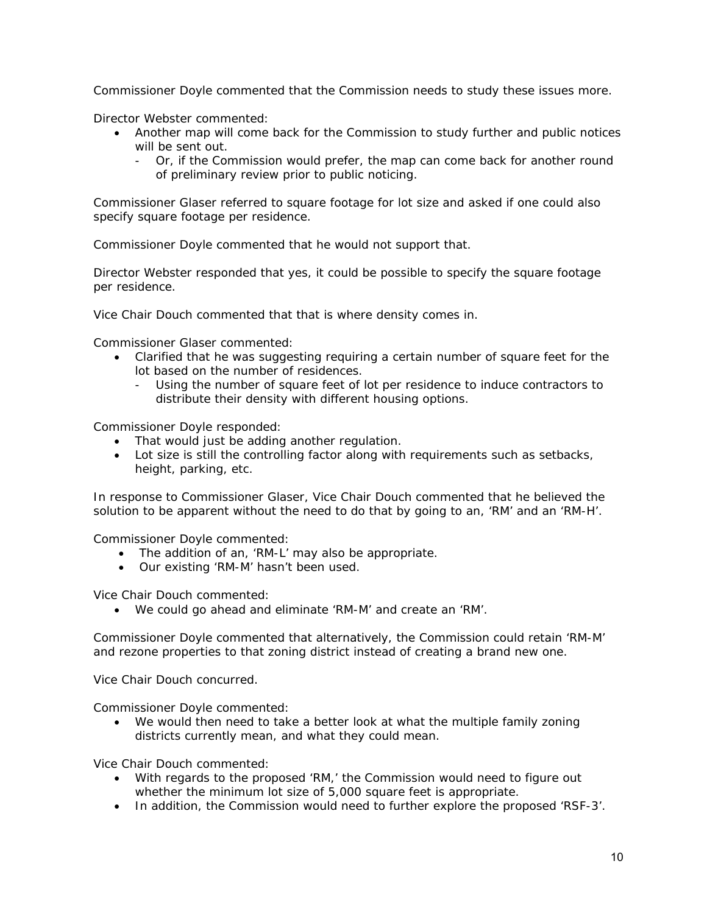Commissioner Doyle commented that the Commission needs to study these issues more.

Director Webster commented:

- Another map will come back for the Commission to study further and public notices will be sent out.
    - Or, if the Commission would prefer, the map can come back for another round of preliminary review prior to public noticing.

Commissioner Glaser referred to square footage for lot size and asked if one could also specify square footage per residence.

Commissioner Doyle commented that he would not support that.

Director Webster responded that yes, it could be possible to specify the square footage per residence.

Vice Chair Douch commented that that is where density comes in.

Commissioner Glaser commented:

- Clarified that he was suggesting requiring a certain number of square feet for the lot based on the number of residences.
    - Using the number of square feet of lot per residence to induce contractors to distribute their density with different housing options.

Commissioner Doyle responded:

- That would just be adding another regulation.
- Lot size is still the controlling factor along with requirements such as setbacks, height, parking, etc.

In response to Commissioner Glaser, Vice Chair Douch commented that he believed the solution to be apparent without the need to do that by going to an, 'RM' and an 'RM-H'.

Commissioner Doyle commented:

- The addition of an, 'RM-L' may also be appropriate.
- Our existing 'RM-M' hasn't been used.

Vice Chair Douch commented:

- We could go ahead and eliminate 'RM-M' and create an 'RM'.

Commissioner Doyle commented that alternatively, the Commission could retain 'RM-M' and rezone properties to that zoning district instead of creating a brand new one.

Vice Chair Douch concurred.

Commissioner Doyle commented:

- We would then need to take a better look at what the multiple family zoning districts currently mean, and what they could mean.

Vice Chair Douch commented:

- With regards to the proposed 'RM,' the Commission would need to figure out whether the minimum lot size of 5,000 square feet is appropriate.
- In addition, the Commission would need to further explore the proposed 'RSF-3'.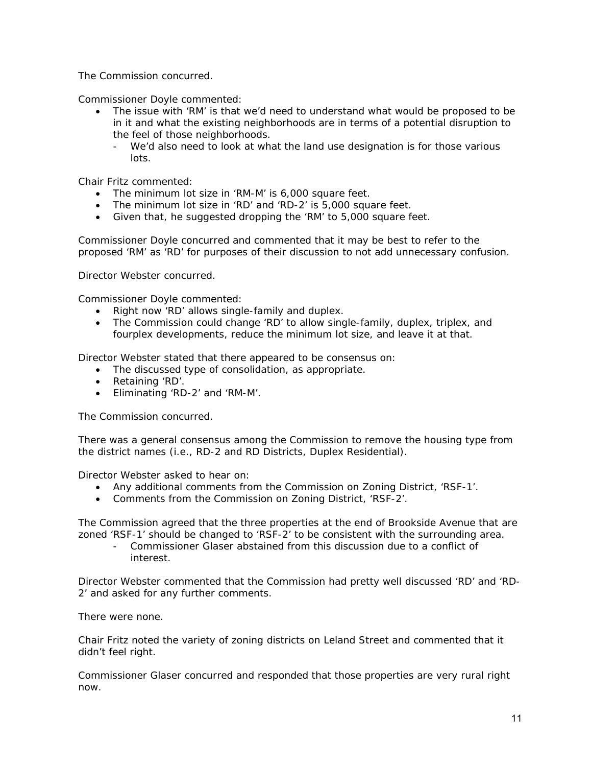The Commission concurred.

Commissioner Doyle commented:

- The issue with 'RM' is that we'd need to understand what would be proposed to be in it and what the existing neighborhoods are in terms of a potential disruption to the feel of those neighborhoods.
  - We'd also need to look at what the land use designation is for those various lots.

Chair Fritz commented:

- The minimum lot size in 'RM-M' is 6,000 square feet.
- The minimum lot size in 'RD' and 'RD-2' is 5,000 square feet.
- Given that, he suggested dropping the 'RM' to 5,000 square feet.

Commissioner Doyle concurred and commented that it may be best to refer to the proposed 'RM' as 'RD' for purposes of their discussion to not add unnecessary confusion.

Director Webster concurred.

Commissioner Doyle commented:

- Right now 'RD' allows single-family and duplex.
- The Commission could change 'RD' to allow single-family, duplex, triplex, and fourplex developments, reduce the minimum lot size, and leave it at that.

Director Webster stated that there appeared to be consensus on:

- The discussed type of consolidation, as appropriate.
- Retaining 'RD'.
- Eliminating 'RD-2' and 'RM-M'.

The Commission concurred.

There was a general consensus among the Commission to remove the housing type from the district names (i.e., RD-2 and RD Districts, Duplex Residential).

Director Webster asked to hear on:

- Any additional comments from the Commission on Zoning District, 'RSF-1'.
- Comments from the Commission on Zoning District, 'RSF-2'.

The Commission agreed that the three properties at the end of Brookside Avenue that are zoned 'RSF-1' should be changed to 'RSF-2' to be consistent with the surrounding area.

- Commissioner Glaser abstained from this discussion due to a conflict of interest.

Director Webster commented that the Commission had pretty well discussed 'RD' and 'RD-2' and asked for any further comments.

There were none.

Chair Fritz noted the variety of zoning districts on Leland Street and commented that it didn't feel right.

Commissioner Glaser concurred and responded that those properties are very rural right now.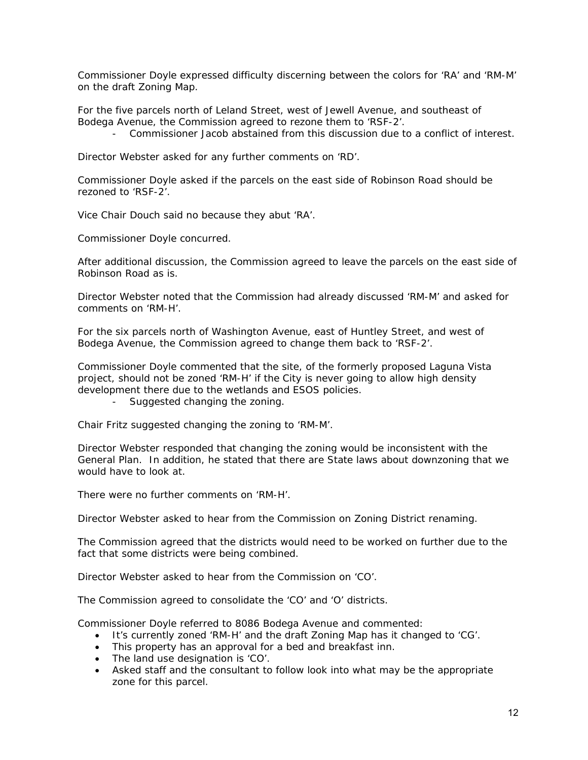Commissioner Doyle expressed difficulty discerning between the colors for 'RA' and 'RM-M' on the draft Zoning Map.

For the five parcels north of Leland Street, west of Jewell Avenue, and southeast of Bodega Avenue, the Commission agreed to rezone them to 'RSF-2'.

- Commissioner Jacob abstained from this discussion due to a conflict of interest.

Director Webster asked for any further comments on 'RD'.

Commissioner Doyle asked if the parcels on the east side of Robinson Road should be rezoned to 'RSF-2'.

Vice Chair Douch said no because they abut 'RA'.

Commissioner Doyle concurred.

After additional discussion, the Commission agreed to leave the parcels on the east side of Robinson Road as is.

Director Webster noted that the Commission had already discussed 'RM-M' and asked for comments on 'RM-H'.

For the six parcels north of Washington Avenue, east of Huntley Street, and west of Bodega Avenue, the Commission agreed to change them back to 'RSF-2'.

Commissioner Doyle commented that the site, of the formerly proposed Laguna Vista project, should not be zoned 'RM-H' if the City is never going to allow high density development there due to the wetlands and ESOS policies.

- Suggested changing the zoning.

Chair Fritz suggested changing the zoning to 'RM-M'.

Director Webster responded that changing the zoning would be inconsistent with the General Plan. In addition, he stated that there are State laws about downzoning that we would have to look at.

There were no further comments on 'RM-H'.

Director Webster asked to hear from the Commission on Zoning District renaming.

The Commission agreed that the districts would need to be worked on further due to the fact that some districts were being combined.

Director Webster asked to hear from the Commission on 'CO'.

The Commission agreed to consolidate the 'CO' and 'O' districts.

Commissioner Doyle referred to 8086 Bodega Avenue and commented:

- It's currently zoned 'RM-H' and the draft Zoning Map has it changed to 'CG'.
- This property has an approval for a bed and breakfast inn.
- The land use designation is 'CO'.
- Asked staff and the consultant to follow look into what may be the appropriate zone for this parcel.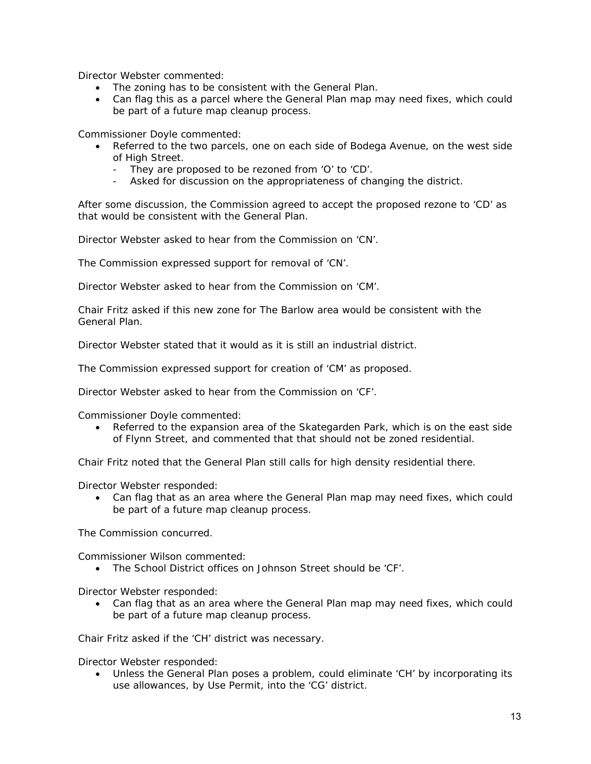Director Webster commented:

- The zoning has to be consistent with the General Plan.
- Can flag this as a parcel where the General Plan map may need fixes, which could be part of a future map cleanup process.

Commissioner Doyle commented:

- Referred to the two parcels, one on each side of Bodega Avenue, on the west side of High Street.
    - They are proposed to be rezoned from 'O' to 'CD'.
    - Asked for discussion on the appropriateness of changing the district.

After some discussion, the Commission agreed to accept the proposed rezone to 'CD' as that would be consistent with the General Plan.

Director Webster asked to hear from the Commission on 'CN'.

The Commission expressed support for removal of 'CN'.

Director Webster asked to hear from the Commission on 'CM'.

Chair Fritz asked if this new zone for The Barlow area would be consistent with the General Plan.

Director Webster stated that it would as it is still an industrial district.

The Commission expressed support for creation of 'CM' as proposed.

Director Webster asked to hear from the Commission on 'CF'.

Commissioner Doyle commented:

- Referred to the expansion area of the Skategarden Park, which is on the east side of Flynn Street, and commented that that should not be zoned residential.

Chair Fritz noted that the General Plan still calls for high density residential there.

Director Webster responded:

- Can flag that as an area where the General Plan map may need fixes, which could be part of a future map cleanup process.

The Commission concurred.

Commissioner Wilson commented:

- The School District offices on Johnson Street should be 'CF'.

Director Webster responded:

- Can flag that as an area where the General Plan map may need fixes, which could be part of a future map cleanup process.

Chair Fritz asked if the 'CH' district was necessary.

Director Webster responded:

- Unless the General Plan poses a problem, could eliminate 'CH' by incorporating its use allowances, by Use Permit, into the 'CG' district.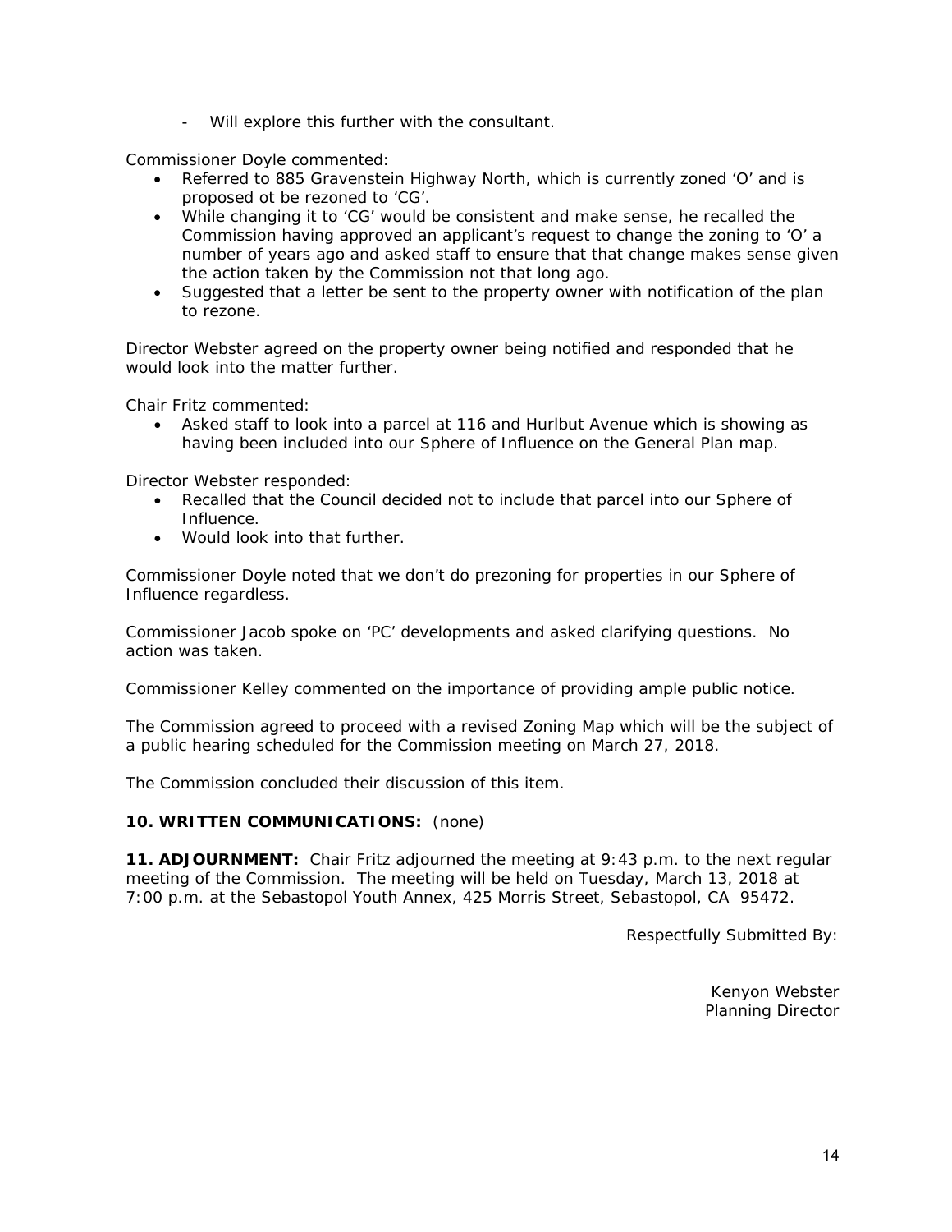- Will explore this further with the consultant.

Commissioner Doyle commented:

- Referred to 885 Gravenstein Highway North, which is currently zoned 'O' and is proposed ot be rezoned to 'CG'.
- While changing it to 'CG' would be consistent and make sense, he recalled the Commission having approved an applicant's request to change the zoning to 'O' a number of years ago and asked staff to ensure that that change makes sense given the action taken by the Commission not that long ago.
- Suggested that a letter be sent to the property owner with notification of the plan to rezone.

Director Webster agreed on the property owner being notified and responded that he would look into the matter further.

Chair Fritz commented:

- Asked staff to look into a parcel at 116 and Hurlbut Avenue which is showing as having been included into our Sphere of Influence on the General Plan map.

Director Webster responded:

- Recalled that the Council decided not to include that parcel into our Sphere of Influence.
- Would look into that further.

Commissioner Doyle noted that we don't do prezoning for properties in our Sphere of Influence regardless.

Commissioner Jacob spoke on 'PC' developments and asked clarifying questions. No action was taken.

Commissioner Kelley commented on the importance of providing ample public notice.

The Commission agreed to proceed with a revised Zoning Map which will be the subject of a public hearing scheduled for the Commission meeting on March 27, 2018.

The Commission concluded their discussion of this item.

**10. WRITTEN COMMUNICATIONS:** (none)

**11. ADJOURNMENT:** Chair Fritz adjourned the meeting at 9:43 p.m. to the next regular meeting of the Commission. The meeting will be held on Tuesday, March 13, 2018 at 7:00 p.m. at the Sebastopol Youth Annex, 425 Morris Street, Sebastopol, CA 95472.

Respectfully Submitted By:

Kenyon Webster
Planning Director